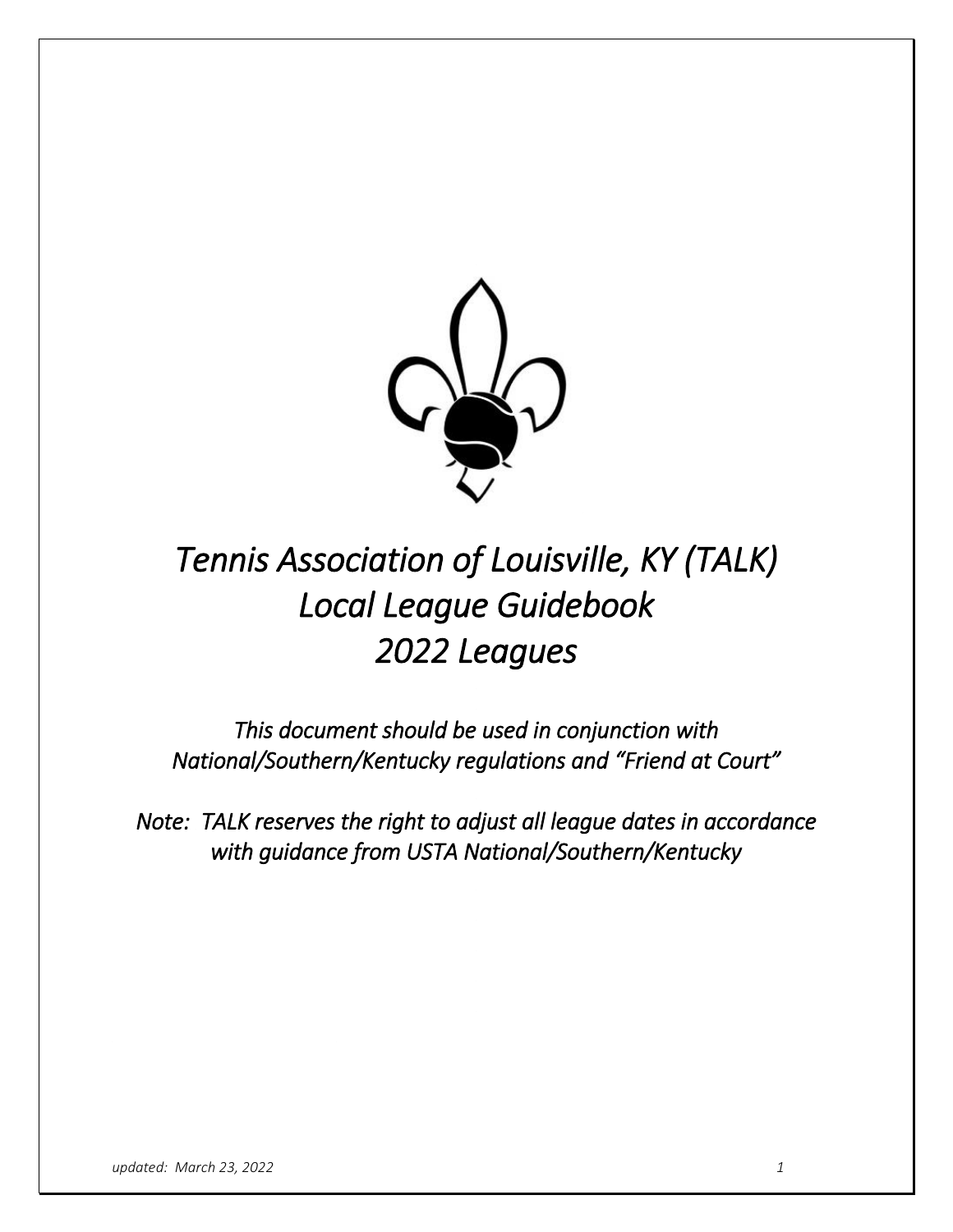# *Tennis Association of Louisville, KY (TALK)*
# *Local League Guidebook*
# *2022 Leagues*

*This document should be used in conjunction with National/Southern/Kentucky regulations and "Friend at Court"*

*Note: TALK reserves the right to adjust all league dates in accordance with guidance from USTA National/Southern/Kentucky*

*updated: March 23, 2022*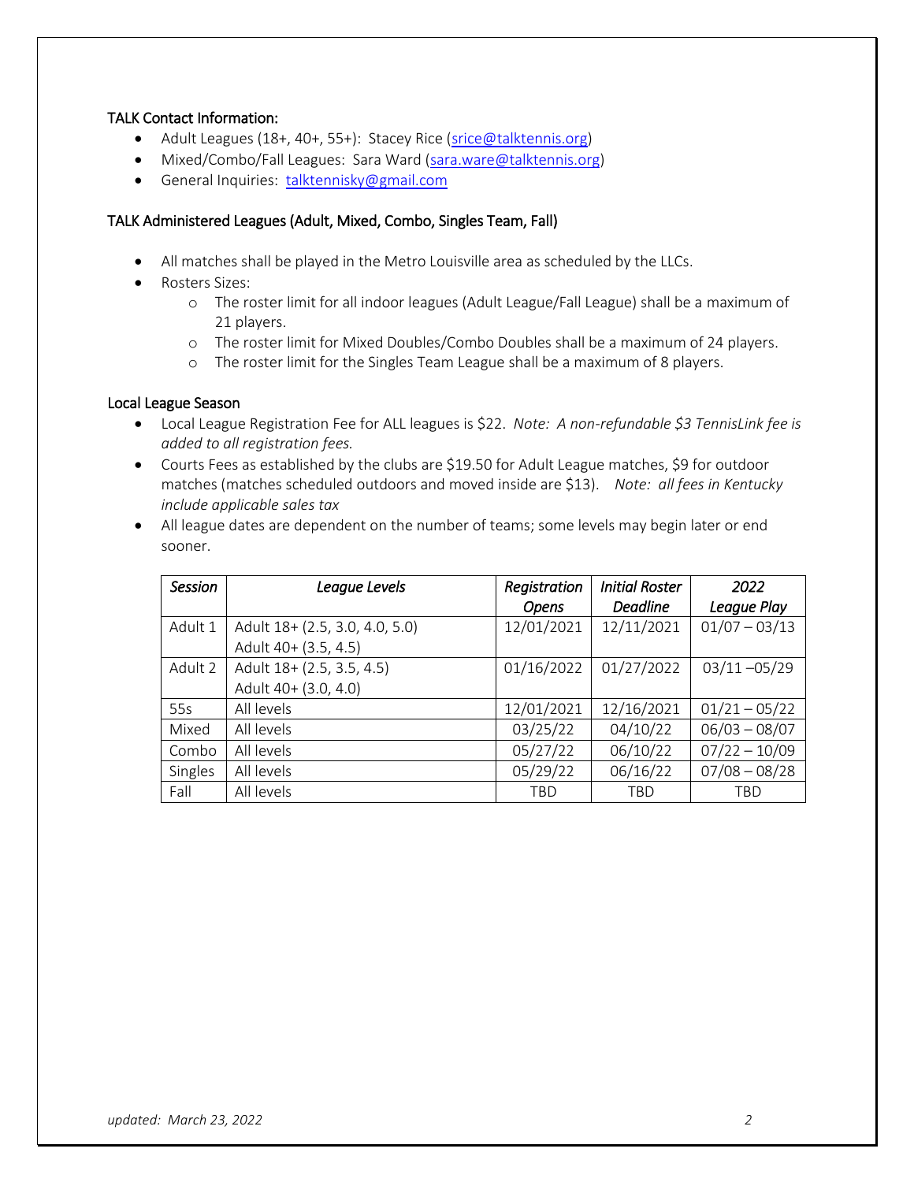### TALK Contact Information:

- Adult Leagues (18+, 40+, 55+): Stacey Rice (srice@talktennis.org)
- Mixed/Combo/Fall Leagues: Sara Ward (sara.ware@talktennis.org)
- General Inquiries: talktennisky@gmail.com

### TALK Administered Leagues (Adult, Mixed, Combo, Singles Team, Fall)

- All matches shall be played in the Metro Louisville area as scheduled by the LLCs.
- Rosters Sizes:
  - The roster limit for all indoor leagues (Adult League/Fall League) shall be a maximum of 21 players.
  - The roster limit for Mixed Doubles/Combo Doubles shall be a maximum of 24 players.
  - The roster limit for the Singles Team League shall be a maximum of 8 players.

### Local League Season

- Local League Registration Fee for ALL leagues is $22. *Note: A non-refundable $3 TennisLink fee is added to all registration fees.*
- Courts Fees as established by the clubs are $19.50 for Adult League matches, $9 for outdoor matches (matches scheduled outdoors and moved inside are $13). *Note: all fees in Kentucky include applicable sales tax*
- All league dates are dependent on the number of teams; some levels may begin later or end sooner.

| *Session* | *League Levels* | *Registration Opens* | *Initial Roster Deadline* | *2022 League Play* |
|---|---|---|---|---|
| Adult 1 | Adult 18+ (2.5, 3.0, 4.0, 5.0)<br>Adult 40+ (3.5, 4.5) | 12/01/2021 | 12/11/2021 | 01/07 – 03/13 |
| Adult 2 | Adult 18+ (2.5, 3.5, 4.5)<br>Adult 40+ (3.0, 4.0) | 01/16/2022 | 01/27/2022 | 03/11 –05/29 |
| 55s | All levels | 12/01/2021 | 12/16/2021 | 01/21 – 05/22 |
| Mixed | All levels | 03/25/22 | 04/10/22 | 06/03 – 08/07 |
| Combo | All levels | 05/27/22 | 06/10/22 | 07/22 – 10/09 |
| Singles | All levels | 05/29/22 | 06/16/22 | 07/08 – 08/28 |
| Fall | All levels | TBD | TBD | TBD |

*updated: March 23, 2022*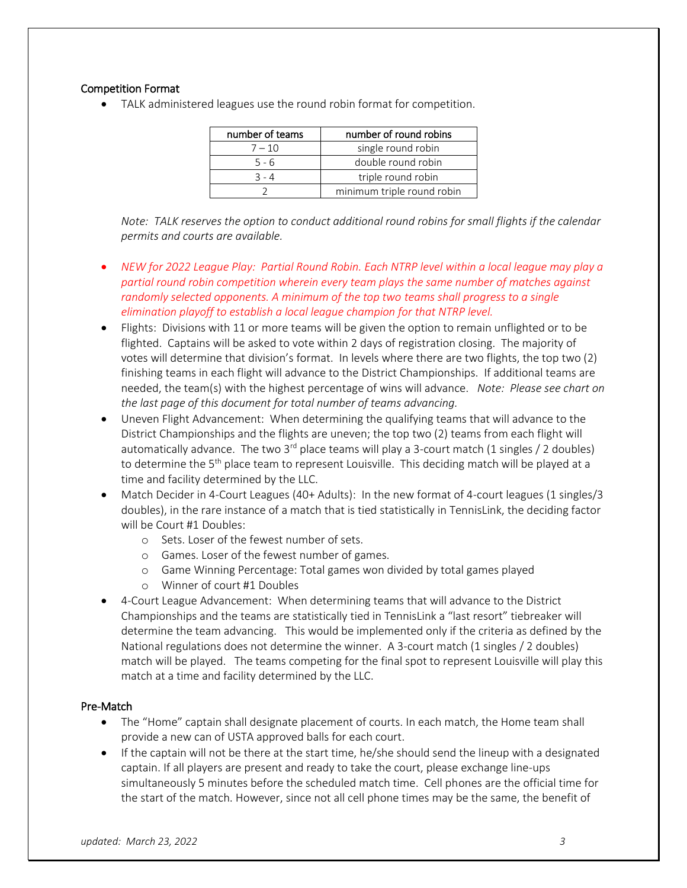## Competition Format

- TALK administered leagues use the round robin format for competition.

| number of teams | number of round robins |
|---|---|
| 7 – 10 | single round robin |
| 5 - 6 | double round robin |
| 3 - 4 | triple round robin |
| 2 | minimum triple round robin |

*Note: TALK reserves the option to conduct additional round robins for small flights if the calendar permits and courts are available.*

- *NEW for 2022 League Play: Partial Round Robin. Each NTRP level within a local league may play a partial round robin competition wherein every team plays the same number of matches against randomly selected opponents. A minimum of the top two teams shall progress to a single elimination playoff to establish a local league champion for that NTRP level.*
- Flights: Divisions with 11 or more teams will be given the option to remain unflighted or to be flighted. Captains will be asked to vote within 2 days of registration closing. The majority of votes will determine that division's format. In levels where there are two flights, the top two (2) finishing teams in each flight will advance to the District Championships. If additional teams are needed, the team(s) with the highest percentage of wins will advance. *Note: Please see chart on the last page of this document for total number of teams advancing.*
- Uneven Flight Advancement: When determining the qualifying teams that will advance to the District Championships and the flights are uneven; the top two (2) teams from each flight will automatically advance. The two 3rd place teams will play a 3-court match (1 singles / 2 doubles) to determine the 5th place team to represent Louisville. This deciding match will be played at a time and facility determined by the LLC.
- Match Decider in 4-Court Leagues (40+ Adults): In the new format of 4-court leagues (1 singles/3 doubles), in the rare instance of a match that is tied statistically in TennisLink, the deciding factor will be Court #1 Doubles:
  - Sets. Loser of the fewest number of sets.
  - Games. Loser of the fewest number of games.
  - Game Winning Percentage: Total games won divided by total games played
  - Winner of court #1 Doubles
- 4-Court League Advancement: When determining teams that will advance to the District Championships and the teams are statistically tied in TennisLink a "last resort" tiebreaker will determine the team advancing. This would be implemented only if the criteria as defined by the National regulations does not determine the winner. A 3-court match (1 singles / 2 doubles) match will be played. The teams competing for the final spot to represent Louisville will play this match at a time and facility determined by the LLC.

## Pre-Match

- The "Home" captain shall designate placement of courts. In each match, the Home team shall provide a new can of USTA approved balls for each court.
- If the captain will not be there at the start time, he/she should send the lineup with a designated captain. If all players are present and ready to take the court, please exchange line-ups simultaneously 5 minutes before the scheduled match time. Cell phones are the official time for the start of the match. However, since not all cell phone times may be the same, the benefit of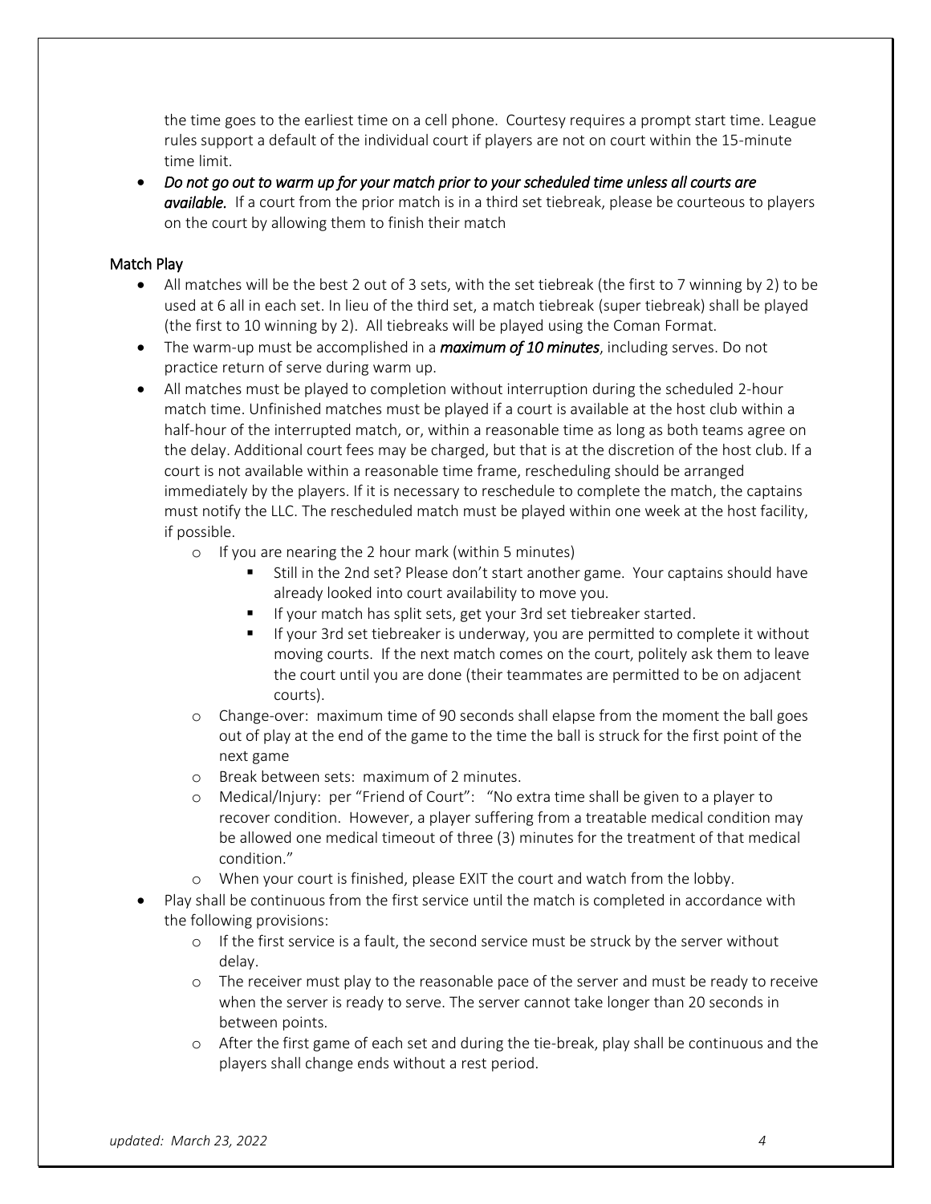the time goes to the earliest time on a cell phone. Courtesy requires a prompt start time. League rules support a default of the individual court if players are not on court within the 15-minute time limit.

- *Do not go out to warm up for your match prior to your scheduled time unless all courts are* ***available.*** If a court from the prior match is in a third set tiebreak, please be courteous to players on the court by allowing them to finish their match

## Match Play

- All matches will be the best 2 out of 3 sets, with the set tiebreak (the first to 7 winning by 2) to be used at 6 all in each set. In lieu of the third set, a match tiebreak (super tiebreak) shall be played (the first to 10 winning by 2). All tiebreaks will be played using the Coman Format.
- The warm-up must be accomplished in a ***maximum of 10 minutes***, including serves. Do not practice return of serve during warm up.
- All matches must be played to completion without interruption during the scheduled 2-hour match time. Unfinished matches must be played if a court is available at the host club within a half-hour of the interrupted match, or, within a reasonable time as long as both teams agree on the delay. Additional court fees may be charged, but that is at the discretion of the host club. If a court is not available within a reasonable time frame, rescheduling should be arranged immediately by the players. If it is necessary to reschedule to complete the match, the captains must notify the LLC. The rescheduled match must be played within one week at the host facility, if possible.
    - If you are nearing the 2 hour mark (within 5 minutes)
        - Still in the 2nd set? Please don't start another game. Your captains should have already looked into court availability to move you.
        - If your match has split sets, get your 3rd set tiebreaker started.
        - If your 3rd set tiebreaker is underway, you are permitted to complete it without moving courts. If the next match comes on the court, politely ask them to leave the court until you are done (their teammates are permitted to be on adjacent courts).
    - Change-over: maximum time of 90 seconds shall elapse from the moment the ball goes out of play at the end of the game to the time the ball is struck for the first point of the next game
    - Break between sets: maximum of 2 minutes.
    - Medical/Injury: per "Friend of Court": "No extra time shall be given to a player to recover condition. However, a player suffering from a treatable medical condition may be allowed one medical timeout of three (3) minutes for the treatment of that medical condition."
    - When your court is finished, please EXIT the court and watch from the lobby.
- Play shall be continuous from the first service until the match is completed in accordance with the following provisions:
    - If the first service is a fault, the second service must be struck by the server without delay.
    - The receiver must play to the reasonable pace of the server and must be ready to receive when the server is ready to serve. The server cannot take longer than 20 seconds in between points.
    - After the first game of each set and during the tie-break, play shall be continuous and the players shall change ends without a rest period.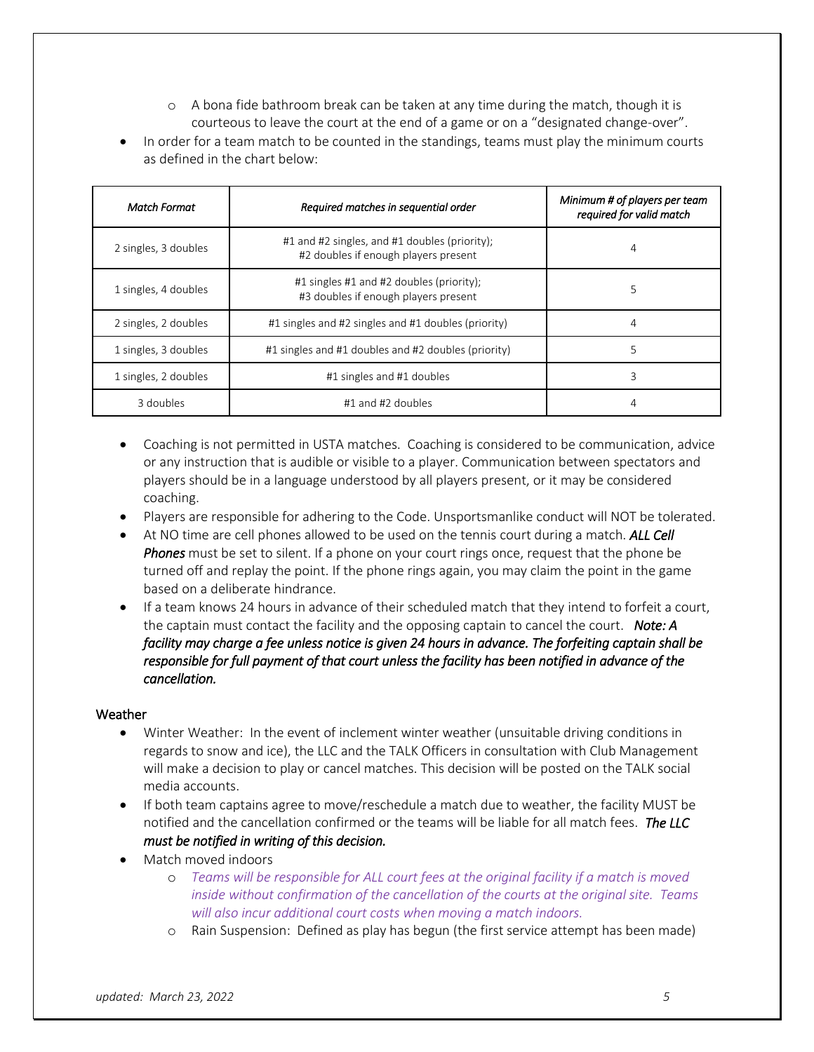- A bona fide bathroom break can be taken at any time during the match, though it is courteous to leave the court at the end of a game or on a "designated change-over".
- In order for a team match to be counted in the standings, teams must play the minimum courts as defined in the chart below:

| *Match Format* | *Required matches in sequential order* | *Minimum # of players per team required for valid match* |
|---|---|---|
| 2 singles, 3 doubles | #1 and #2 singles, and #1 doubles (priority); #2 doubles if enough players present | 4 |
| 1 singles, 4 doubles | #1 singles #1 and #2 doubles (priority); #3 doubles if enough players present | 5 |
| 2 singles, 2 doubles | #1 singles and #2 singles and #1 doubles (priority) | 4 |
| 1 singles, 3 doubles | #1 singles and #1 doubles and #2 doubles (priority) | 5 |
| 1 singles, 2 doubles | #1 singles and #1 doubles | 3 |
| 3 doubles | #1 and #2 doubles | 4 |

- Coaching is not permitted in USTA matches. Coaching is considered to be communication, advice or any instruction that is audible or visible to a player. Communication between spectators and players should be in a language understood by all players present, or it may be considered coaching.
- Players are responsible for adhering to the Code. Unsportsmanlike conduct will NOT be tolerated.
- At NO time are cell phones allowed to be used on the tennis court during a match. ***ALL Cell Phones*** must be set to silent. If a phone on your court rings once, request that the phone be turned off and replay the point. If the phone rings again, you may claim the point in the game based on a deliberate hindrance.
- If a team knows 24 hours in advance of their scheduled match that they intend to forfeit a court, the captain must contact the facility and the opposing captain to cancel the court. ***Note:*** *A facility may charge a fee unless notice is given 24 hours in advance. The forfeiting captain shall be responsible for full payment of that court unless the facility has been notified in advance of the cancellation.*

## Weather

- Winter Weather: In the event of inclement winter weather (unsuitable driving conditions in regards to snow and ice), the LLC and the TALK Officers in consultation with Club Management will make a decision to play or cancel matches. This decision will be posted on the TALK social media accounts.
- If both team captains agree to move/reschedule a match due to weather, the facility MUST be notified and the cancellation confirmed or the teams will be liable for all match fees. ***The LLC must be notified in writing of this decision.***
- Match moved indoors
    - *Teams will be responsible for ALL court fees at the original facility if a match is moved inside without confirmation of the cancellation of the courts at the original site. Teams will also incur additional court costs when moving a match indoors.*
    - Rain Suspension: Defined as play has begun (the first service attempt has been made)

*updated: March 23, 2022*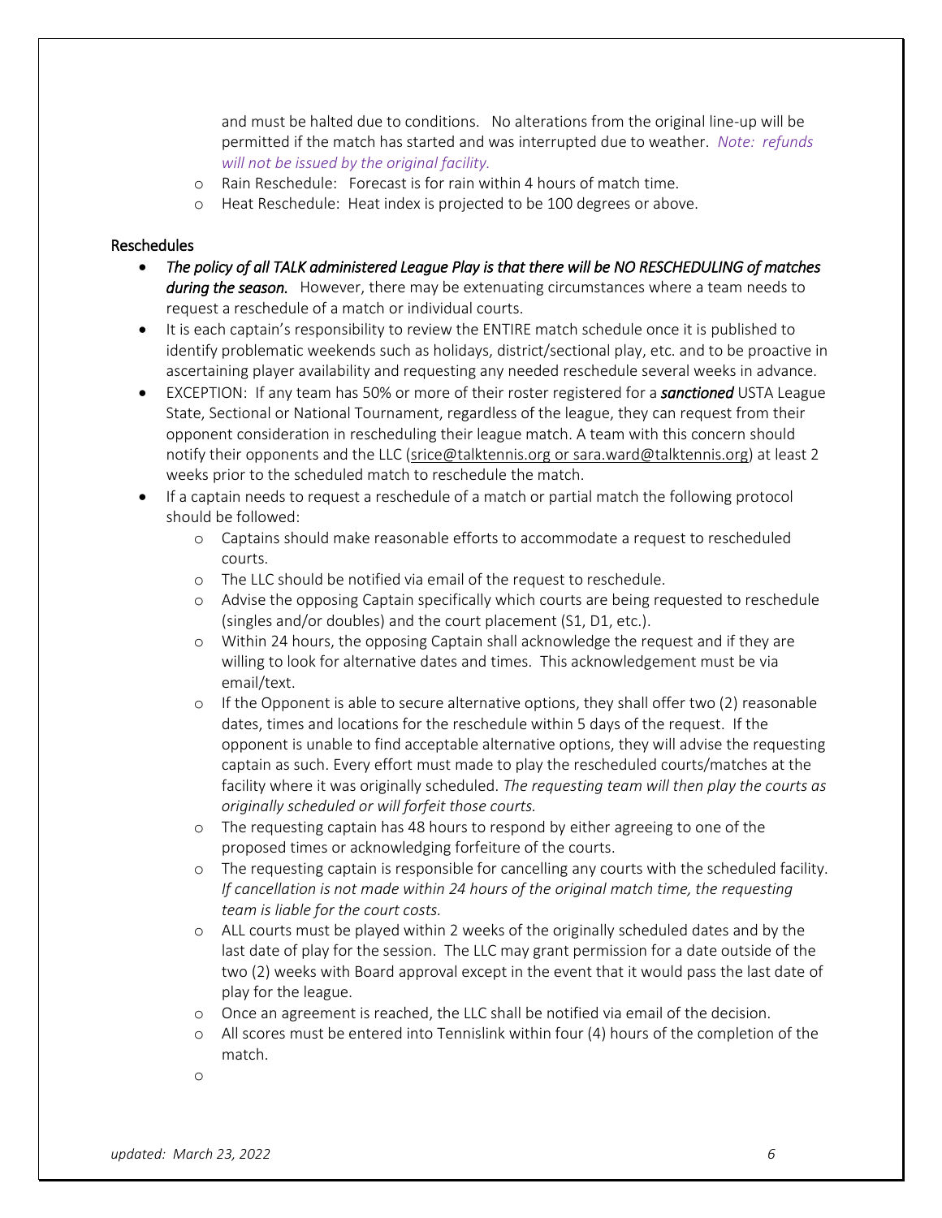and must be halted due to conditions.   No alterations from the original line-up will be permitted if the match has started and was interrupted due to weather.  *Note:  refunds will not be issued by the original facility.*

- Rain Reschedule:   Forecast is for rain within 4 hours of match time.
- Heat Reschedule:  Heat index is projected to be 100 degrees or above.

## Reschedules

- *The policy of all TALK administered League Play is that there will be NO RESCHEDULING of matches* ***during the season.***   However, there may be extenuating circumstances where a team needs to request a reschedule of a match or individual courts.
- It is each captain's responsibility to review the ENTIRE match schedule once it is published to identify problematic weekends such as holidays, district/sectional play, etc. and to be proactive in ascertaining player availability and requesting any needed reschedule several weeks in advance.
- EXCEPTION:  If any team has 50% or more of their roster registered for a ***sanctioned*** USTA League State, Sectional or National Tournament, regardless of the league, they can request from their opponent consideration in rescheduling their league match. A team with this concern should notify their opponents and the LLC (srice@talktennis.org or sara.ward@talktennis.org) at least 2 weeks prior to the scheduled match to reschedule the match.
- If a captain needs to request a reschedule of a match or partial match the following protocol should be followed:
  - Captains should make reasonable efforts to accommodate a request to rescheduled courts.
  - The LLC should be notified via email of the request to reschedule.
  - Advise the opposing Captain specifically which courts are being requested to reschedule (singles and/or doubles) and the court placement (S1, D1, etc.).
  - Within 24 hours, the opposing Captain shall acknowledge the request and if they are willing to look for alternative dates and times.  This acknowledgement must be via email/text.
  - If the Opponent is able to secure alternative options, they shall offer two (2) reasonable dates, times and locations for the reschedule within 5 days of the request.  If the opponent is unable to find acceptable alternative options, they will advise the requesting captain as such. Every effort must made to play the rescheduled courts/matches at the facility where it was originally scheduled. *The requesting team will then play the courts as originally scheduled or will forfeit those courts.*
  - The requesting captain has 48 hours to respond by either agreeing to one of the proposed times or acknowledging forfeiture of the courts.
  - The requesting captain is responsible for cancelling any courts with the scheduled facility. *If cancellation is not made within 24 hours of the original match time, the requesting team is liable for the court costs.*
  - ALL courts must be played within 2 weeks of the originally scheduled dates and by the last date of play for the session.  The LLC may grant permission for a date outside of the two (2) weeks with Board approval except in the event that it would pass the last date of play for the league.
  - Once an agreement is reached, the LLC shall be notified via email of the decision.
  - All scores must be entered into Tennislink within four (4) hours of the completion of the match.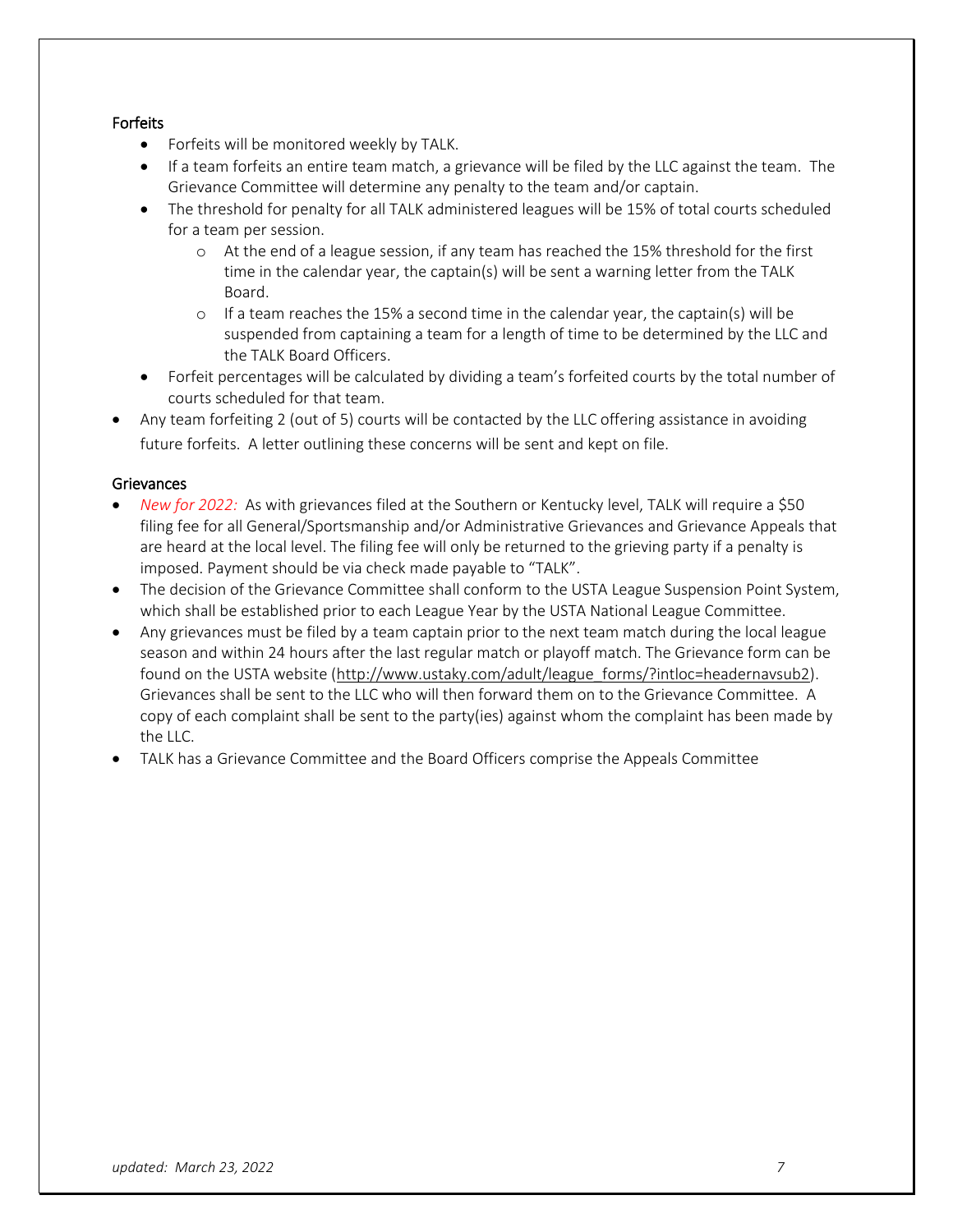### Forfeits

- Forfeits will be monitored weekly by TALK.
- If a team forfeits an entire team match, a grievance will be filed by the LLC against the team. The Grievance Committee will determine any penalty to the team and/or captain.
- The threshold for penalty for all TALK administered leagues will be 15% of total courts scheduled for a team per session.
  - At the end of a league session, if any team has reached the 15% threshold for the first time in the calendar year, the captain(s) will be sent a warning letter from the TALK Board.
  - If a team reaches the 15% a second time in the calendar year, the captain(s) will be suspended from captaining a team for a length of time to be determined by the LLC and the TALK Board Officers.
- Forfeit percentages will be calculated by dividing a team's forfeited courts by the total number of courts scheduled for that team.
- Any team forfeiting 2 (out of 5) courts will be contacted by the LLC offering assistance in avoiding future forfeits. A letter outlining these concerns will be sent and kept on file.

### Grievances

- *New for 2022:* As with grievances filed at the Southern or Kentucky level, TALK will require a $50 filing fee for all General/Sportsmanship and/or Administrative Grievances and Grievance Appeals that are heard at the local level. The filing fee will only be returned to the grieving party if a penalty is imposed. Payment should be via check made payable to "TALK".
- The decision of the Grievance Committee shall conform to the USTA League Suspension Point System, which shall be established prior to each League Year by the USTA National League Committee.
- Any grievances must be filed by a team captain prior to the next team match during the local league season and within 24 hours after the last regular match or playoff match. The Grievance form can be found on the USTA website (http://www.ustaky.com/adult/league_forms/?intloc=headernavsub2). Grievances shall be sent to the LLC who will then forward them on to the Grievance Committee. A copy of each complaint shall be sent to the party(ies) against whom the complaint has been made by the LLC.
- TALK has a Grievance Committee and the Board Officers comprise the Appeals Committee

*updated: March 23, 2022*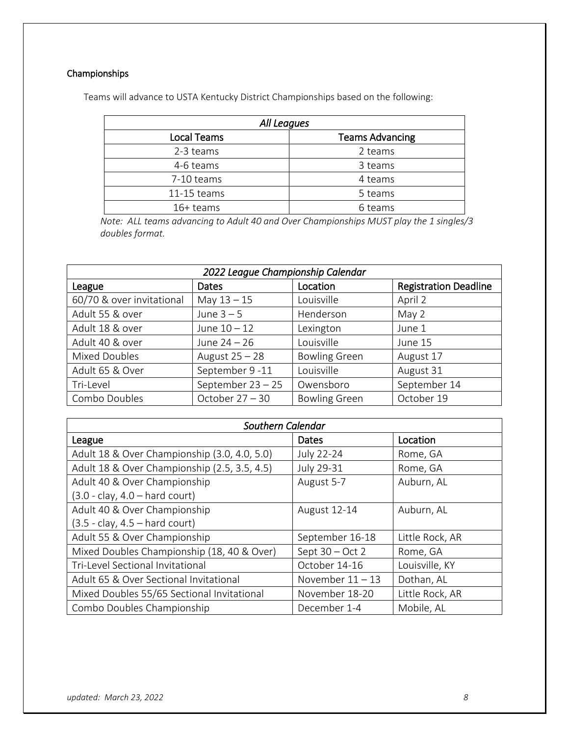## Championships

Teams will advance to USTA Kentucky District Championships based on the following:

| *All Leagues* | |
|---|---|
| **Local Teams** | **Teams Advancing** |
| 2-3 teams | 2 teams |
| 4-6 teams | 3 teams |
| 7-10 teams | 4 teams |
| 11-15 teams | 5 teams |
| 16+ teams | 6 teams |

*Note: ALL teams advancing to Adult 40 and Over Championships MUST play the 1 singles/3 doubles format.*

| *2022 League Championship Calendar* | | | |
|---|---|---|---|
| **League** | **Dates** | **Location** | **Registration Deadline** |
| 60/70 & over invitational | May 13 – 15 | Louisville | April 2 |
| Adult 55 & over | June 3 – 5 | Henderson | May 2 |
| Adult 18 & over | June 10 – 12 | Lexington | June 1 |
| Adult 40 & over | June 24 – 26 | Louisville | June 15 |
| Mixed Doubles | August 25 – 28 | Bowling Green | August 17 |
| Adult 65 & Over | September 9 -11 | Louisville | August 31 |
| Tri-Level | September 23 – 25 | Owensboro | September 14 |
| Combo Doubles | October 27 – 30 | Bowling Green | October 19 |

| *Southern Calendar* | | |
|---|---|---|
| **League** | **Dates** | **Location** |
| Adult 18 & Over Championship (3.0, 4.0, 5.0) | July 22-24 | Rome, GA |
| Adult 18 & Over Championship (2.5, 3.5, 4.5) | July 29-31 | Rome, GA |
| Adult 40 & Over Championship (3.0 - clay, 4.0 – hard court) | August 5-7 | Auburn, AL |
| Adult 40 & Over Championship (3.5 - clay, 4.5 – hard court) | August 12-14 | Auburn, AL |
| Adult 55 & Over Championship | September 16-18 | Little Rock, AR |
| Mixed Doubles Championship (18, 40 & Over) | Sept 30 – Oct 2 | Rome, GA |
| Tri-Level Sectional Invitational | October 14-16 | Louisville, KY |
| Adult 65 & Over Sectional Invitational | November 11 – 13 | Dothan, AL |
| Mixed Doubles 55/65 Sectional Invitational | November 18-20 | Little Rock, AR |
| Combo Doubles Championship | December 1-4 | Mobile, AL |

*updated: March 23, 2022*